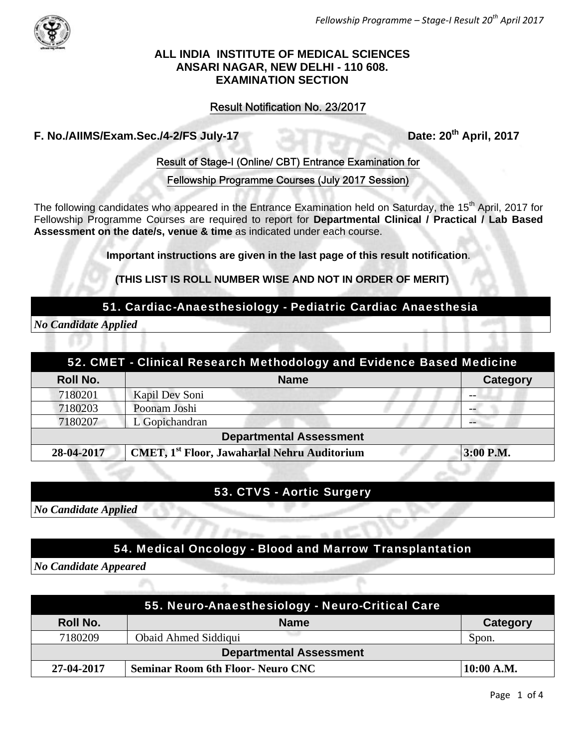**ALL INDIA INSTITUTE OF MEDICAL SCIENCES**
**ANSARI NAGAR, NEW DELHI - 110 608.**
**EXAMINATION SECTION**

Result Notification No. 23/2017

**F. No./AIIMS/Exam.Sec./4-2/FS July-17** **Date: 20th April, 2017**

Result of Stage-I (Online/ CBT) Entrance Examination for

Fellowship Programme Courses (July 2017 Session)

The following candidates who appeared in the Entrance Examination held on Saturday, the 15th April, 2017 for Fellowship Programme Courses are required to report for **Departmental Clinical / Practical / Lab Based Assessment on the date/s, venue & time** as indicated under each course.

**Important instructions are given in the last page of this result notification**.

**(THIS LIST IS ROLL NUMBER WISE AND NOT IN ORDER OF MERIT)**

### 51. Cardiac-Anaesthesiology - Pediatric Cardiac Anaesthesia

*No Candidate Applied*

### 52. CMET - Clinical Research Methodology and Evidence Based Medicine

| Roll No. | Name | Category |
|---|---|---|
| 7180201 | Kapil Dev Soni | -- |
| 7180203 | Poonam Joshi | -- |
| 7180207 | L Gopichandran | -- |
| **Departmental Assessment** | | |
| **28-04-2017** | **CMET, 1st Floor, Jawaharlal Nehru Auditorium** | **3:00 P.M.** |

### 53. CTVS - Aortic Surgery

*No Candidate Applied*

### 54. Medical Oncology - Blood and Marrow Transplantation

*No Candidate Appeared*

### 55. Neuro-Anaesthesiology - Neuro-Critical Care

| Roll No. | Name | Category |
|---|---|---|
| 7180209 | Obaid Ahmed Siddiqui | Spon. |
| **Departmental Assessment** | | |
| **27-04-2017** | **Seminar Room 6th Floor- Neuro CNC** | **10:00 A.M.** |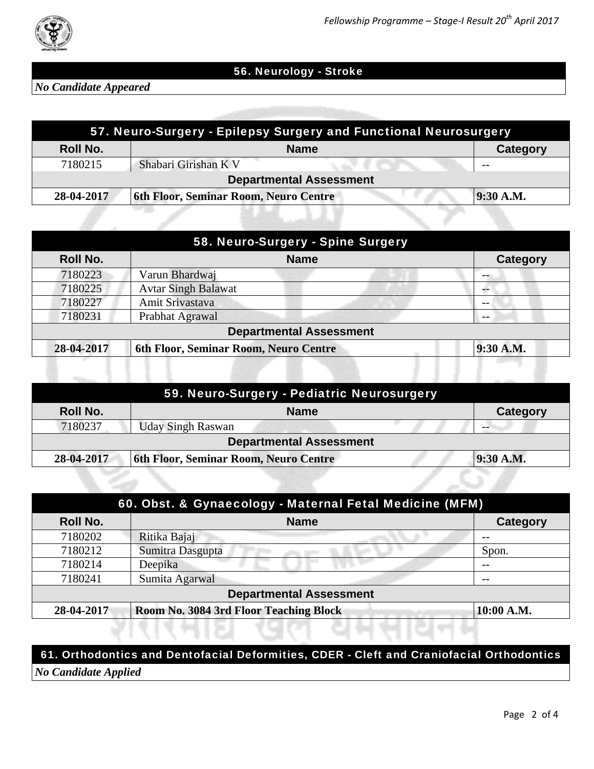## 56. Neurology - Stroke

*No Candidate Appeared*

## 57. Neuro-Surgery - Epilepsy Surgery and Functional Neurosurgery

| Roll No. | Name | Category |
|---|---|---|
| 7180215 | Shabari Girishan K V | -- |
| **Departmental Assessment** | | |
| **28-04-2017** | **6th Floor, Seminar Room, Neuro Centre** | **9:30 A.M.** |

## 58. Neuro-Surgery - Spine Surgery

| Roll No. | Name | Category |
|---|---|---|
| 7180223 | Varun Bhardwaj | -- |
| 7180225 | Avtar Singh Balawat | -- |
| 7180227 | Amit Srivastava | -- |
| 7180231 | Prabhat Agrawal | -- |
| **Departmental Assessment** | | |
| **28-04-2017** | **6th Floor, Seminar Room, Neuro Centre** | **9:30 A.M.** |

## 59. Neuro-Surgery - Pediatric Neurosurgery

| Roll No. | Name | Category |
|---|---|---|
| 7180237 | Uday Singh Raswan | -- |
| **Departmental Assessment** | | |
| **28-04-2017** | **6th Floor, Seminar Room, Neuro Centre** | **9:30 A.M.** |

## 60. Obst. & Gynaecology - Maternal Fetal Medicine (MFM)

| Roll No. | Name | Category |
|---|---|---|
| 7180202 | Ritika Bajaj | -- |
| 7180212 | Sumitra Dasgupta | Spon. |
| 7180214 | Deepika | -- |
| 7180241 | Sumita Agarwal | -- |
| **Departmental Assessment** | | |
| **28-04-2017** | **Room No. 3084 3rd Floor Teaching Block** | **10:00 A.M.** |

## 61. Orthodontics and Dentofacial Deformities, CDER - Cleft and Craniofacial Orthodontics

*No Candidate Applied*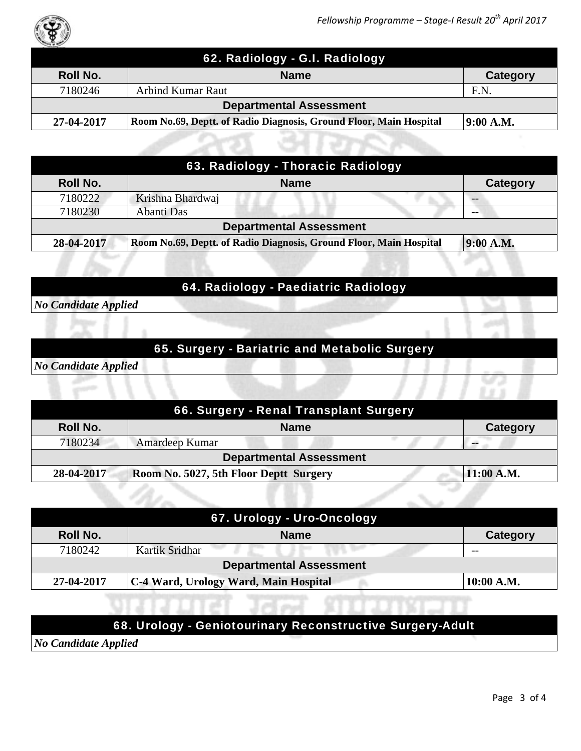## 62. Radiology - G.I. Radiology

| Roll No. | Name | Category |
|---|---|---|
| 7180246 | Arbind Kumar Raut | F.N. |
| **Departmental Assessment** | | |
| **27-04-2017** | **Room No.69, Deptt. of Radio Diagnosis, Ground Floor, Main Hospital** | **9:00 A.M.** |

## 63. Radiology - Thoracic Radiology

| Roll No. | Name | Category |
|---|---|---|
| 7180222 | Krishna Bhardwaj | -- |
| 7180230 | Abanti Das | -- |
| **Departmental Assessment** | | |
| **28-04-2017** | **Room No.69, Deptt. of Radio Diagnosis, Ground Floor, Main Hospital** | **9:00 A.M.** |

## 64. Radiology - Paediatric Radiology

***No Candidate Applied***

## 65. Surgery - Bariatric and Metabolic Surgery

***No Candidate Applied***

## 66. Surgery - Renal Transplant Surgery

| Roll No. | Name | Category |
|---|---|---|
| 7180234 | Amardeep Kumar | -- |
| **Departmental Assessment** | | |
| **28-04-2017** | **Room No. 5027, 5th Floor Deptt Surgery** | **11:00 A.M.** |

## 67. Urology - Uro-Oncology

| Roll No. | Name | Category |
|---|---|---|
| 7180242 | Kartik Sridhar | -- |
| **Departmental Assessment** | | |
| **27-04-2017** | **C-4 Ward, Urology Ward, Main Hospital** | **10:00 A.M.** |

## 68. Urology - Geniotourinary Reconstructive Surgery-Adult

***No Candidate Applied***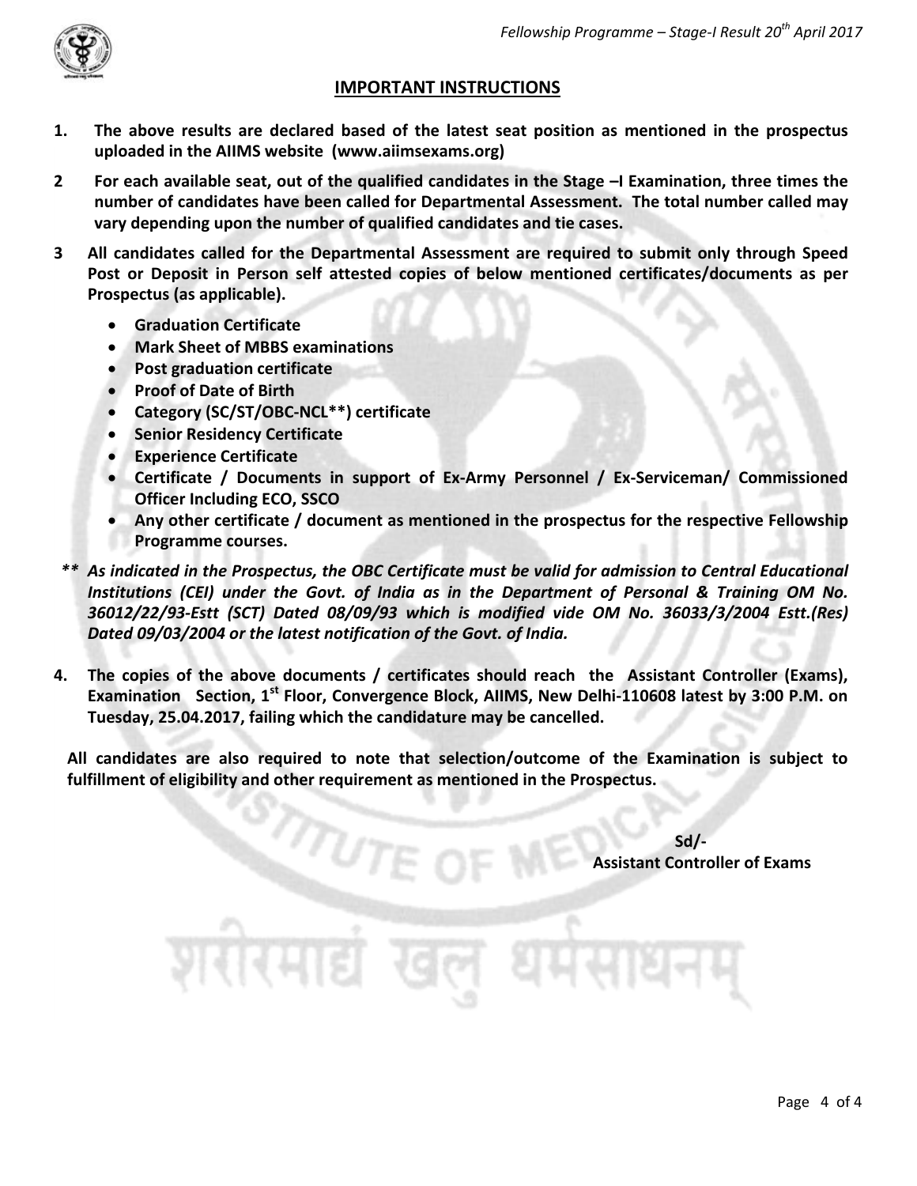## IMPORTANT INSTRUCTIONS

1. **The above results are declared based of the latest seat position as mentioned in the prospectus uploaded in the AIIMS website (www.aiimsexams.org)**

2. **For each available seat, out of the qualified candidates in the Stage –I Examination, three times the number of candidates have been called for Departmental Assessment. The total number called may vary depending upon the number of qualified candidates and tie cases.**

3. **All candidates called for the Departmental Assessment are required to submit only through Speed Post or Deposit in Person self attested copies of below mentioned certificates/documents as per Prospectus (as applicable).**
   - **Graduation Certificate**
   - **Mark Sheet of MBBS examinations**
   - **Post graduation certificate**
   - **Proof of Date of Birth**
   - **Category (SC/ST/OBC-NCL**) certificate**
   - **Senior Residency Certificate**
   - **Experience Certificate**
   - **Certificate / Documents in support of Ex-Army Personnel / Ex-Serviceman/ Commissioned Officer Including ECO, SSCO**
   - **Any other certificate / document as mentioned in the prospectus for the respective Fellowship Programme courses.**

***\*\* As indicated in the Prospectus, the OBC Certificate must be valid for admission to Central Educational Institutions (CEI) under the Govt. of India as in the Department of Personal & Training OM No. 36012/22/93-Estt (SCT) Dated 08/09/93 which is modified vide OM No. 36033/3/2004 Estt.(Res) Dated 09/03/2004 or the latest notification of the Govt. of India.***

4. **The copies of the above documents / certificates should reach the Assistant Controller (Exams), Examination Section, 1st Floor, Convergence Block, AIIMS, New Delhi-110608 latest by 3:00 P.M. on Tuesday, 25.04.2017, failing which the candidature may be cancelled.**

**All candidates are also required to note that selection/outcome of the Examination is subject to fulfillment of eligibility and other requirement as mentioned in the Prospectus.**

**Sd/-**
**Assistant Controller of Exams**